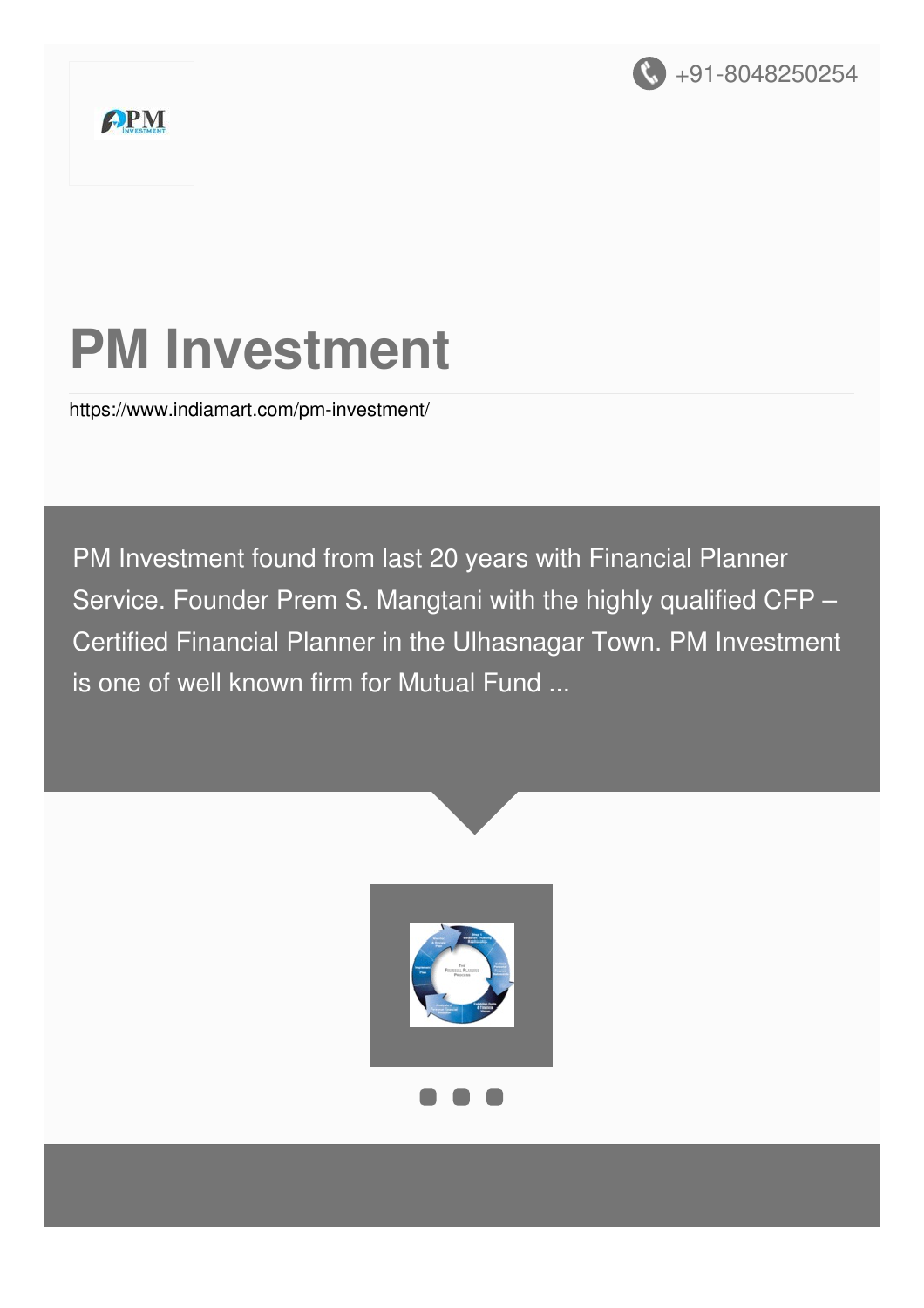+91-8048250254

# PM Investment

https://www.indiamart.com/pm-investment/

PM Investment found from last 20 years with Financial Planner Service. Founder Prem S. Mangtani with the highly qualified CFP – Certified Financial Planner in the Ulhasnagar Town. PM Investment is one of well known firm for Mutual Fund ...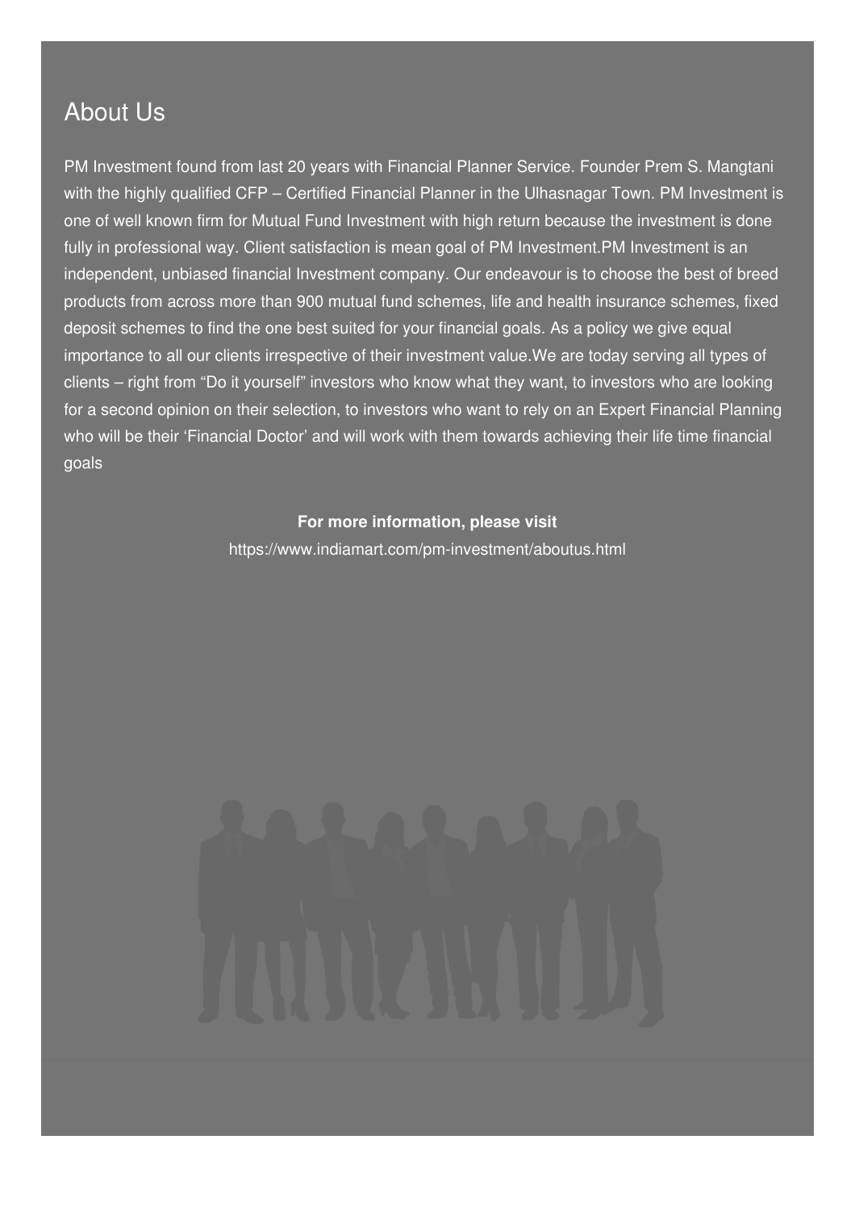## About Us

PM Investment found from last 20 years with Financial Planner Service. Founder Prem S. Mangtani with the highly qualified CFP – Certified Financial Planner in the Ulhasnagar Town. PM Investment is one of well known firm for Mutual Fund Investment with high return because the investment is done fully in professional way. Client satisfaction is mean goal of PM Investment.PM Investment is an independent, unbiased financial Investment company. Our endeavour is to choose the best of breed products from across more than 900 mutual fund schemes, life and health insurance schemes, fixed deposit schemes to find the one best suited for your financial goals. As a policy we give equal importance to all our clients irrespective of their investment value.We are today serving all types of clients – right from “Do it yourself” investors who know what they want, to investors who are looking for a second opinion on their selection, to investors who want to rely on an Expert Financial Planning who will be their ‘Financial Doctor’ and will work with them towards achieving their life time financial goals

**For more information, please visit**

https://www.indiamart.com/pm-investment/aboutus.html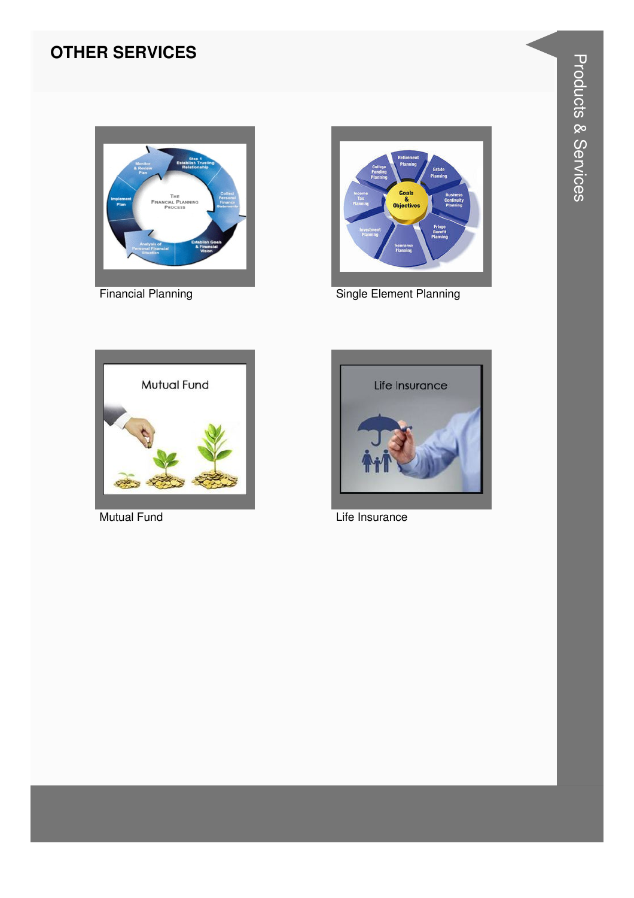## OTHER SERVICES

Financial Planning

Single Element Planning

Mutual Fund

Life Insurance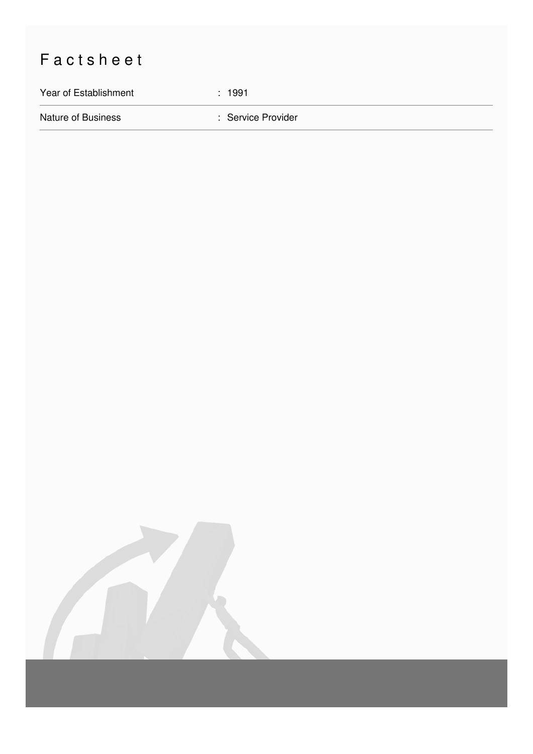# Factsheet

| Year of Establishment | : 1991 |
| --- | --- |
| Nature of Business | : Service Provider |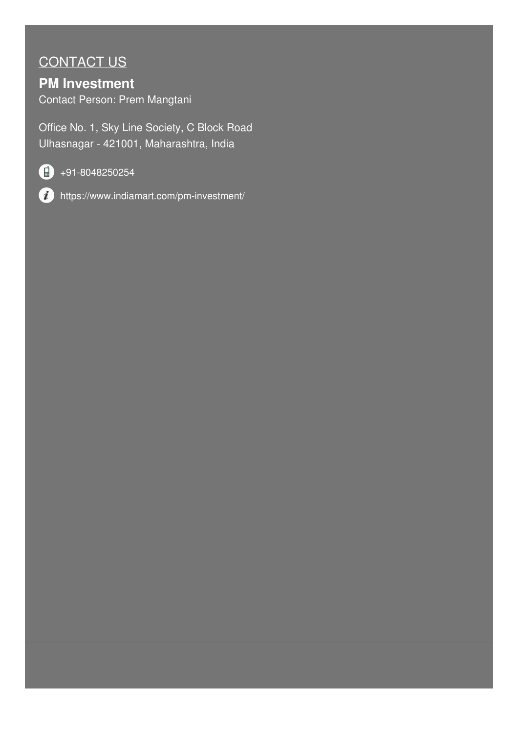## CONTACT US

**PM Investment**

Contact Person: Prem Mangtani

Office No. 1, Sky Line Society, C Block Road
Ulhasnagar - 421001, Maharashtra, India

+91-8048250254

https://www.indiamart.com/pm-investment/